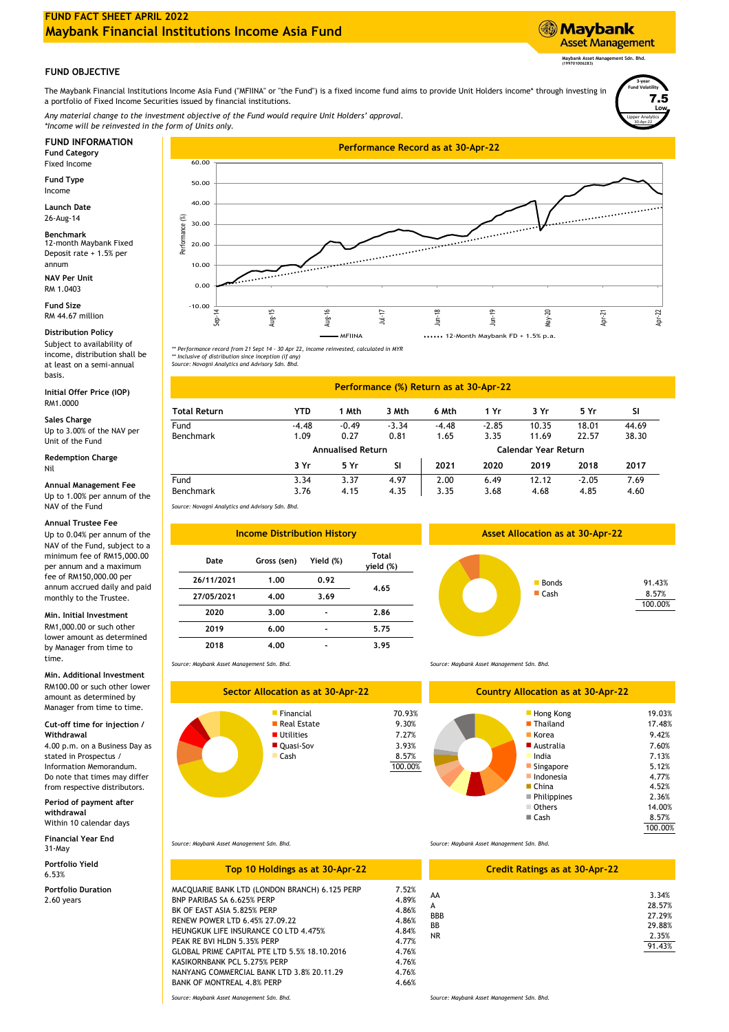# FUND FACT SHEET APRIL 2022
# Maybank Financial Institutions Income Asia Fund

Maybank Asset Management
Maybank Asset Management Sdn. Bhd. (199701006283)

## FUND OBJECTIVE

The Maybank Financial Institutions Income Asia Fund ("MFIINA" or "the Fund") is a fixed income fund aims to provide Unit Holders income* through investing in a portfolio of Fixed Income Securities issued by financial institutions.

*Any material change to the investment objective of the Fund would require Unit Holders' approval.*
*\*Income will be reinvested in the form of Units only.*

3-year Fund Volatility: 7.5 Low (Lipper Analytics 30-Apr-22)

## FUND INFORMATION

**Fund Category**
Fixed Income

**Fund Type**
Income

**Launch Date**
26-Aug-14

**Benchmark**
12-month Maybank Fixed Deposit rate + 1.5% per annum

**NAV Per Unit**
RM 1.0403

**Fund Size**
RM 44.67 million

**Distribution Policy**
Subject to availability of income, distribution shall be at least on a semi-annual basis.

**Initial Offer Price (IOP)**
RM1.0000

**Sales Charge**
Up to 3.00% of the NAV per Unit of the Fund

**Redemption Charge**
Nil

**Annual Management Fee**
Up to 1.00% per annum of the NAV of the Fund

**Annual Trustee Fee**
Up to 0.04% per annum of the NAV of the Fund, subject to a minimum fee of RM15,000.00 per annum and a maximum fee of RM150,000.00 per annum accrued daily and paid monthly to the Trustee.

**Min. Initial Investment**
RM1,000.00 or such other lower amount as determined by Manager from time to time.

**Min. Additional Investment**
RM100.00 or such other lower amount as determined by Manager from time to time.

**Cut-off time for injection / Withdrawal**
4.00 p.m. on a Business Day as stated in Prospectus / Information Memorandum. Do note that times may differ from respective distributors.

**Period of payment after withdrawal**
Within 10 calendar days

**Financial Year End**
31-May

**Portfolio Yield**
6.53%

**Portfolio Duration**
2.60 years

## Performance Record as at 30-Apr-22

*\*\* Performance record from 21 Sept 14 - 30 Apr 22, income reinvested, calculated in MYR*
*\*\* Inclusive of distribution since inception (if any)*
*Source: Novagni Analytics and Advisory Sdn. Bhd.*

## Performance (%) Return as at 30-Apr-22

| Total Return | YTD | 1 Mth | 3 Mth | 6 Mth | 1 Yr | 3 Yr | 5 Yr | SI |
|---|---|---|---|---|---|---|---|---|
| Fund | -4.48 | -0.49 | -3.34 | -4.48 | -2.85 | 10.35 | 18.01 | 44.69 |
| Benchmark | 1.09 | 0.27 | 0.81 | 1.65 | 3.35 | 11.69 | 22.57 | 38.30 |

| | Annualised Return | | | Calendar Year Return | | | | |
|---|---|---|---|---|---|---|---|---|
| | 3 Yr | 5 Yr | SI | 2021 | 2020 | 2019 | 2018 | 2017 |
| Fund | 3.34 | 3.37 | 4.97 | 2.00 | 6.49 | 12.12 | -2.05 | 7.69 |
| Benchmark | 3.76 | 4.15 | 4.35 | 3.35 | 3.68 | 4.68 | 4.85 | 4.60 |

*Source: Novagni Analytics and Advisory Sdn. Bhd.*

## Income Distribution History

| Date | Gross (sen) | Yield (%) | Total yield (%) |
|---|---|---|---|
| 26/11/2021 | 1.00 | 0.92 | 4.65 |
| 27/05/2021 | 4.00 | 3.69 | |
| 2020 | 3.00 | - | 2.86 |
| 2019 | 6.00 | - | 5.75 |
| 2018 | 4.00 | - | 3.95 |

*Source: Maybank Asset Management Sdn. Bhd.*

## Asset Allocation as at 30-Apr-22

| | |
|---|---|
| Bonds | 91.43% |
| Cash | 8.57% |
| | 100.00% |

*Source: Maybank Asset Management Sdn. Bhd.*

## Sector Allocation as at 30-Apr-22

| | |
|---|---|
| Financial | 70.93% |
| Real Estate | 9.30% |
| Utilities | 7.27% |
| Quasi-Sov | 3.93% |
| Cash | 8.57% |
| | 100.00% |

*Source: Maybank Asset Management Sdn. Bhd.*

## Country Allocation as at 30-Apr-22

| | |
|---|---|
| Hong Kong | 19.03% |
| Thailand | 17.48% |
| Korea | 9.42% |
| Australia | 7.60% |
| India | 7.13% |
| Singapore | 5.12% |
| Indonesia | 4.77% |
| China | 4.52% |
| Philippines | 2.36% |
| Others | 14.00% |
| Cash | 8.57% |
| | 100.00% |

*Source: Maybank Asset Management Sdn. Bhd.*

## Top 10 Holdings as at 30-Apr-22

| | |
|---|---|
| MACQUARIE BANK LTD (LONDON BRANCH) 6.125 PERP | 7.52% |
| BNP PARIBAS SA 6.625% PERP | 4.89% |
| BK OF EAST ASIA 5.825% PERP | 4.86% |
| RENEW POWER LTD 6.45% 27.09.22 | 4.86% |
| HEUNGKUK LIFE INSURANCE CO LTD 4.475% | 4.84% |
| PEAK RE BVI HLDN 5.35% PERP | 4.77% |
| GLOBAL PRIME CAPITAL PTE LTD 5.5% 18.10.2016 | 4.76% |
| KASIKORNBANK PCL 5.275% PERP | 4.76% |
| NANYANG COMMERCIAL BANK LTD 3.8% 20.11.29 | 4.76% |
| BANK OF MONTREAL 4.8% PERP | 4.66% |

*Source: Maybank Asset Management Sdn. Bhd.*

## Credit Ratings as at 30-Apr-22

| | |
|---|---|
| AA | 3.34% |
| A | 28.57% |
| BBB | 27.29% |
| BB | 29.88% |
| NR | 2.35% |
| | 91.43% |

*Source: Maybank Asset Management Sdn. Bhd.*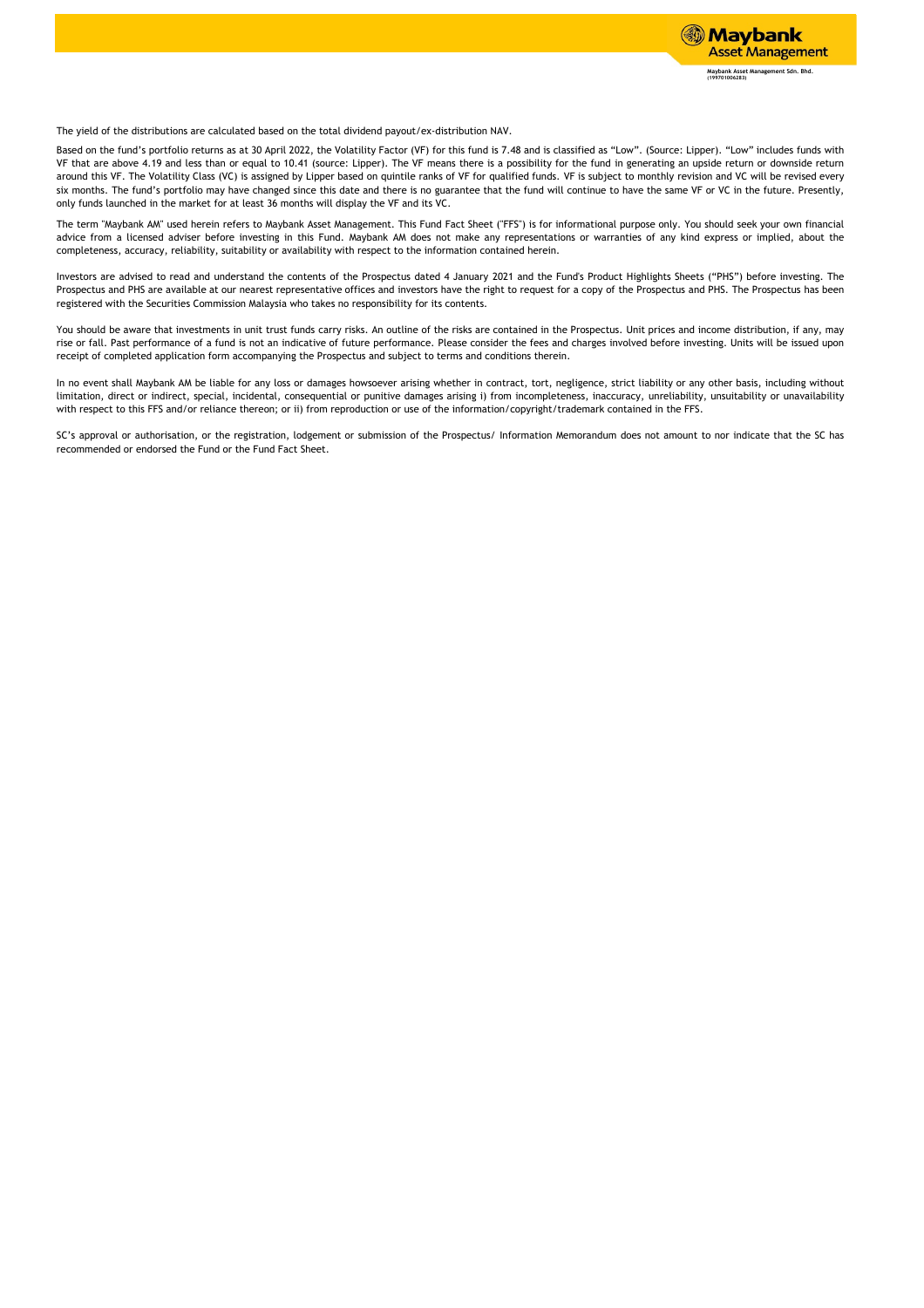The yield of the distributions are calculated based on the total dividend payout/ex-distribution NAV.

Based on the fund's portfolio returns as at 30 April 2022, the Volatility Factor (VF) for this fund is 7.48 and is classified as "Low". (Source: Lipper). "Low" includes funds with VF that are above 4.19 and less than or equal to 10.41 (source: Lipper). The VF means there is a possibility for the fund in generating an upside return or downside return around this VF. The Volatility Class (VC) is assigned by Lipper based on quintile ranks of VF for qualified funds. VF is subject to monthly revision and VC will be revised every six months. The fund's portfolio may have changed since this date and there is no guarantee that the fund will continue to have the same VF or VC in the future. Presently, only funds launched in the market for at least 36 months will display the VF and its VC.

The term "Maybank AM" used herein refers to Maybank Asset Management. This Fund Fact Sheet ("FFS") is for informational purpose only. You should seek your own financial advice from a licensed adviser before investing in this Fund. Maybank AM does not make any representations or warranties of any kind express or implied, about the completeness, accuracy, reliability, suitability or availability with respect to the information contained herein.

Investors are advised to read and understand the contents of the Prospectus dated 4 January 2021 and the Fund's Product Highlights Sheets ("PHS") before investing. The Prospectus and PHS are available at our nearest representative offices and investors have the right to request for a copy of the Prospectus and PHS. The Prospectus has been registered with the Securities Commission Malaysia who takes no responsibility for its contents.

You should be aware that investments in unit trust funds carry risks. An outline of the risks are contained in the Prospectus. Unit prices and income distribution, if any, may rise or fall. Past performance of a fund is not an indicative of future performance. Please consider the fees and charges involved before investing. Units will be issued upon receipt of completed application form accompanying the Prospectus and subject to terms and conditions therein.

In no event shall Maybank AM be liable for any loss or damages howsoever arising whether in contract, tort, negligence, strict liability or any other basis, including without limitation, direct or indirect, special, incidental, consequential or punitive damages arising i) from incompleteness, inaccuracy, unreliability, unsuitability or unavailability with respect to this FFS and/or reliance thereon; or ii) from reproduction or use of the information/copyright/trademark contained in the FFS.

SC's approval or authorisation, or the registration, lodgement or submission of the Prospectus/ Information Memorandum does not amount to nor indicate that the SC has recommended or endorsed the Fund or the Fund Fact Sheet.